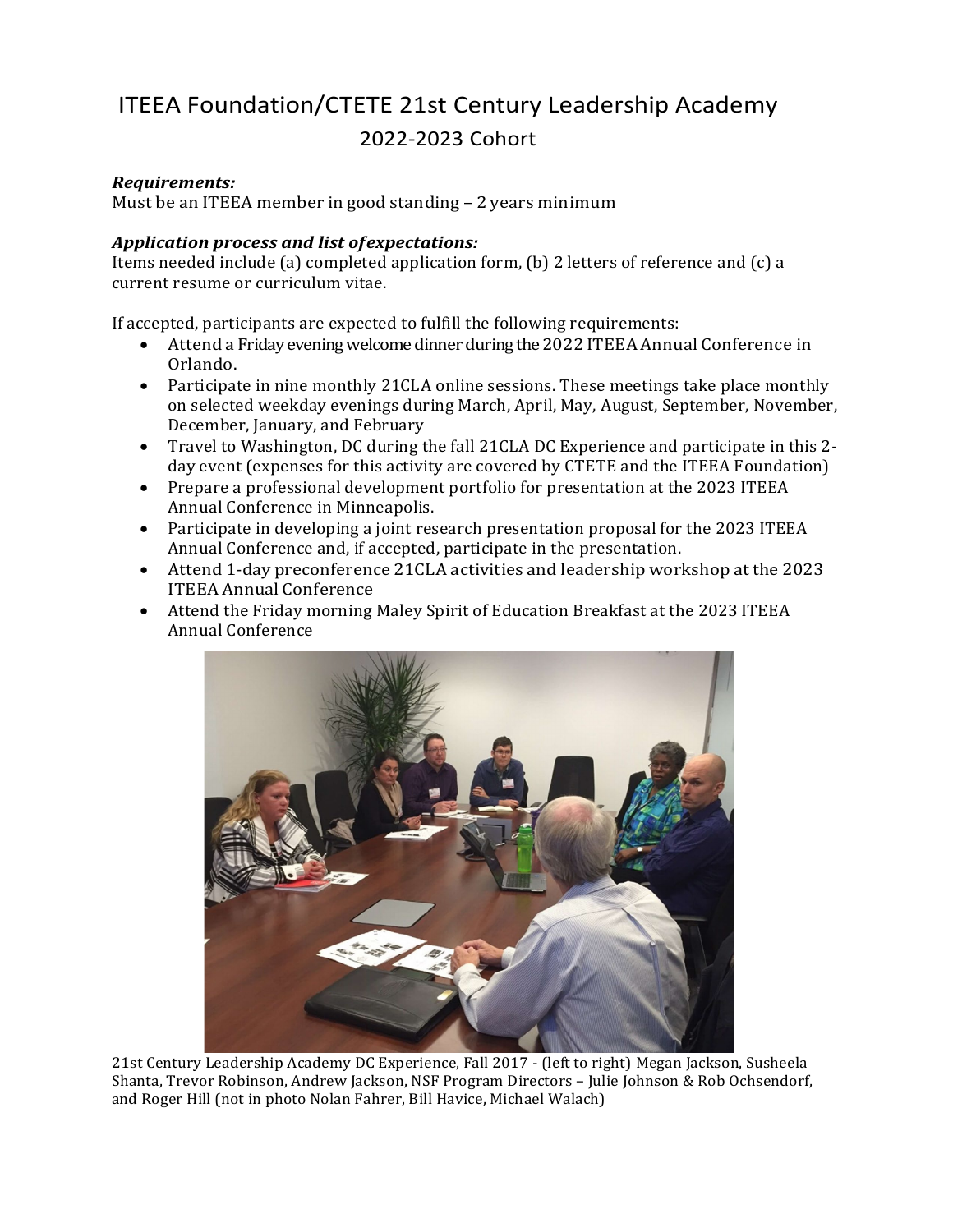# ITEEA Foundation/CTETE 21st Century Leadership Academy

## 2022-2023 Cohort

***Requirements:***
Must be an ITEEA member in good standing – 2 years minimum

***Application process and list of expectations:***
Items needed include (a) completed application form, (b) 2 letters of reference and (c) a current resume or curriculum vitae.

If accepted, participants are expected to fulfill the following requirements:

- Attend a Friday evening welcome dinner during the 2022 ITEEA Annual Conference in Orlando.
- Participate in nine monthly 21CLA online sessions. These meetings take place monthly on selected weekday evenings during March, April, May, August, September, November, December, January, and February
- Travel to Washington, DC during the fall 21CLA DC Experience and participate in this 2-day event (expenses for this activity are covered by CTETE and the ITEEA Foundation)
- Prepare a professional development portfolio for presentation at the 2023 ITEEA Annual Conference in Minneapolis.
- Participate in developing a joint research presentation proposal for the 2023 ITEEA Annual Conference and, if accepted, participate in the presentation.
- Attend 1-day preconference 21CLA activities and leadership workshop at the 2023 ITEEA Annual Conference
- Attend the Friday morning Maley Spirit of Education Breakfast at the 2023 ITEEA Annual Conference

21st Century Leadership Academy DC Experience, Fall 2017 - (left to right) Megan Jackson, Susheela Shanta, Trevor Robinson, Andrew Jackson, NSF Program Directors – Julie Johnson & Rob Ochsendorf, and Roger Hill (not in photo Nolan Fahrer, Bill Havice, Michael Walach)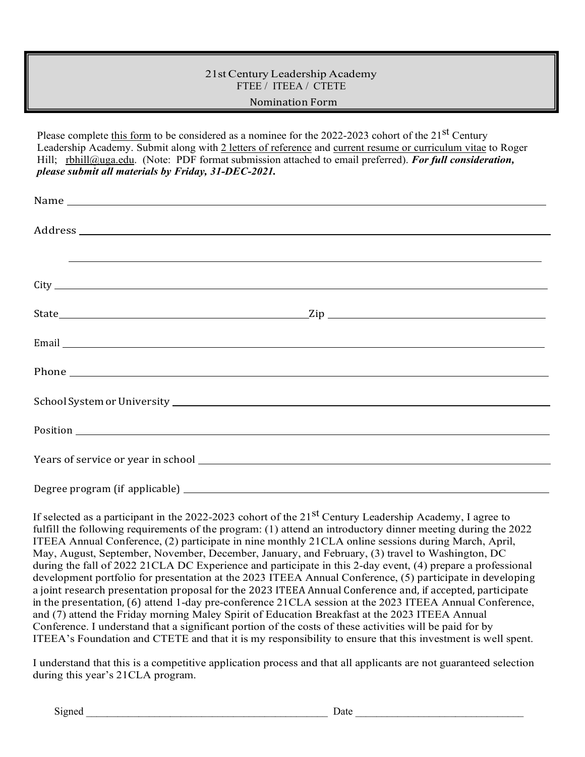# 21st Century Leadership Academy
FTEE / ITEEA / CTETE
Nomination Form

Please complete this form to be considered as a nominee for the 2022-2023 cohort of the 21st Century Leadership Academy. Submit along with 2 letters of reference and current resume or curriculum vitae to Roger Hill; rbhill@uga.edu. (Note: PDF format submission attached to email preferred). ***For full consideration, please submit all materials by Friday, 31-DEC-2021.***

Name ______________________________________________

Address ______________________________________________

______________________________________________

City ______________________________________________

State ______________________ Zip ______________________

Email ______________________________________________

Phone ______________________________________________

School System or University ______________________________________________

Position ______________________________________________

Years of service or year in school ______________________________________________

Degree program (if applicable) ______________________________________________

If selected as a participant in the 2022-2023 cohort of the 21st Century Leadership Academy, I agree to fulfill the following requirements of the program: (1) attend an introductory dinner meeting during the 2022 ITEEA Annual Conference, (2) participate in nine monthly 21CLA online sessions during March, April, May, August, September, November, December, January, and February, (3) travel to Washington, DC during the fall of 2022 21CLA DC Experience and participate in this 2-day event, (4) prepare a professional development portfolio for presentation at the 2023 ITEEA Annual Conference, (5) participate in developing a joint research presentation proposal for the 2023 ITEEA Annual Conference and, if accepted, participate in the presentation, (6) attend 1-day pre-conference 21CLA session at the 2023 ITEEA Annual Conference, and (7) attend the Friday morning Maley Spirit of Education Breakfast at the 2023 ITEEA Annual Conference. I understand that a significant portion of the costs of these activities will be paid for by ITEEA's Foundation and CTETE and that it is my responsibility to ensure that this investment is well spent.

I understand that this is a competitive application process and that all applicants are not guaranteed selection during this year's 21CLA program.

Signed ______________________________________________ Date ________________________________